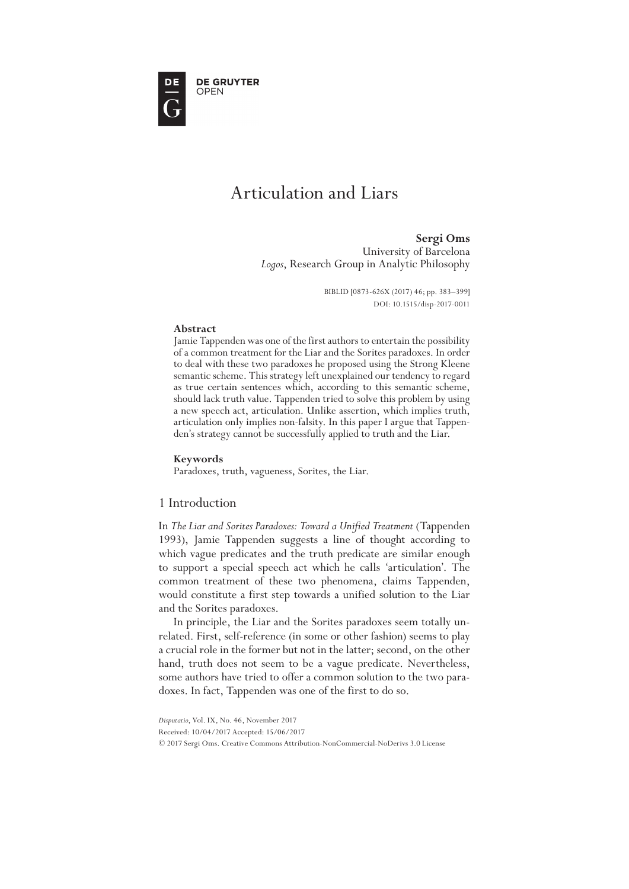# Articulation and Liars

**Sergi Oms**
University of Barcelona
*Logos*, Research Group in Analytic Philosophy

BIBLID [0873-626X (2017) 46; pp. 383–399]
DOI: 10.1515/disp-2017-0011

**Abstract**

Jamie Tappenden was one of the first authors to entertain the possibility of a common treatment for the Liar and the Sorites paradoxes. In order to deal with these two paradoxes he proposed using the Strong Kleene semantic scheme. This strategy left unexplained our tendency to regard as true certain sentences which, according to this semantic scheme, should lack truth value. Tappenden tried to solve this problem by using a new speech act, articulation. Unlike assertion, which implies truth, articulation only implies non-falsity. In this paper I argue that Tappenden's strategy cannot be successfully applied to truth and the Liar.

**Keywords**

Paradoxes, truth, vagueness, Sorites, the Liar.

## 1 Introduction

In *The Liar and Sorites Paradoxes: Toward a Unified Treatment* (Tappenden 1993), Jamie Tappenden suggests a line of thought according to which vague predicates and the truth predicate are similar enough to support a special speech act which he calls 'articulation'. The common treatment of these two phenomena, claims Tappenden, would constitute a first step towards a unified solution to the Liar and the Sorites paradoxes.

In principle, the Liar and the Sorites paradoxes seem totally unrelated. First, self-reference (in some or other fashion) seems to play a crucial role in the former but not in the latter; second, on the other hand, truth does not seem to be a vague predicate. Nevertheless, some authors have tried to offer a common solution to the two paradoxes. In fact, Tappenden was one of the first to do so.

*Disputatio*, Vol. IX, No. 46, November 2017
Received: 10/04/2017 Accepted: 15/06/2017
© 2017 Sergi Oms. Creative Commons Attribution-NonCommercial-NoDerivs 3.0 License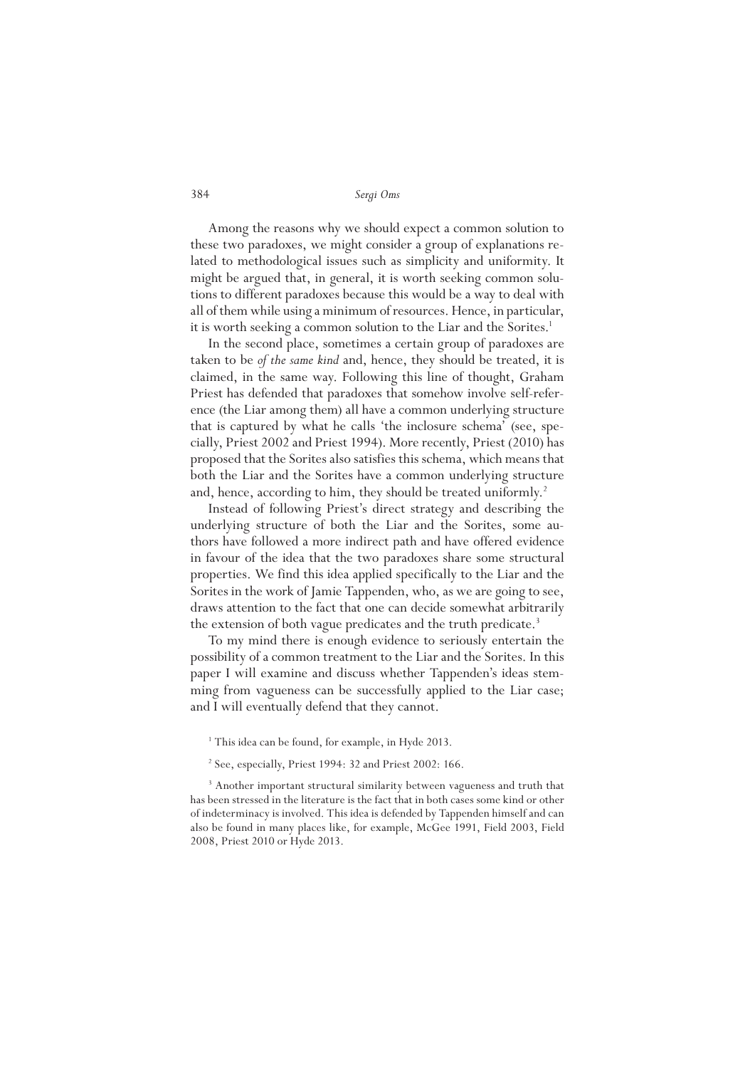Among the reasons why we should expect a common solution to these two paradoxes, we might consider a group of explanations related to methodological issues such as simplicity and uniformity. It might be argued that, in general, it is worth seeking common solutions to different paradoxes because this would be a way to deal with all of them while using a minimum of resources. Hence, in particular, it is worth seeking a common solution to the Liar and the Sorites.[1]

In the second place, sometimes a certain group of paradoxes are taken to be *of the same kind* and, hence, they should be treated, it is claimed, in the same way. Following this line of thought, Graham Priest has defended that paradoxes that somehow involve self-reference (the Liar among them) all have a common underlying structure that is captured by what he calls 'the inclosure schema' (see, specially, Priest 2002 and Priest 1994). More recently, Priest (2010) has proposed that the Sorites also satisfies this schema, which means that both the Liar and the Sorites have a common underlying structure and, hence, according to him, they should be treated uniformly.[2]

Instead of following Priest's direct strategy and describing the underlying structure of both the Liar and the Sorites, some authors have followed a more indirect path and have offered evidence in favour of the idea that the two paradoxes share some structural properties. We find this idea applied specifically to the Liar and the Sorites in the work of Jamie Tappenden, who, as we are going to see, draws attention to the fact that one can decide somewhat arbitrarily the extension of both vague predicates and the truth predicate.[3]

To my mind there is enough evidence to seriously entertain the possibility of a common treatment to the Liar and the Sorites. In this paper I will examine and discuss whether Tappenden's ideas stemming from vagueness can be successfully applied to the Liar case; and I will eventually defend that they cannot.

[1] This idea can be found, for example, in Hyde 2013.

[2] See, especially, Priest 1994: 32 and Priest 2002: 166.

[3] Another important structural similarity between vagueness and truth that has been stressed in the literature is the fact that in both cases some kind or other of indeterminacy is involved. This idea is defended by Tappenden himself and can also be found in many places like, for example, McGee 1991, Field 2003, Field 2008, Priest 2010 or Hyde 2013.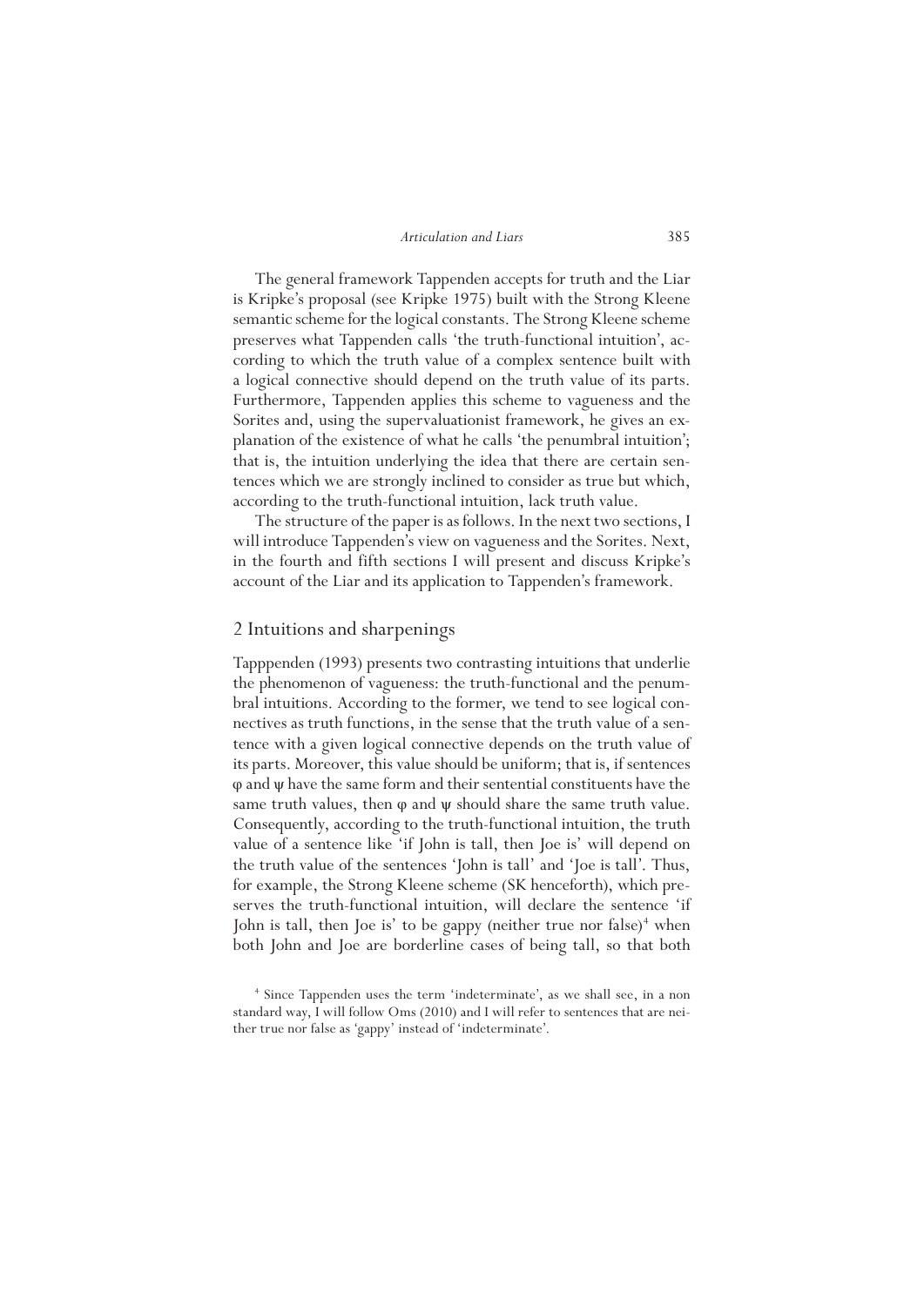The general framework Tappenden accepts for truth and the Liar is Kripke's proposal (see Kripke 1975) built with the Strong Kleene semantic scheme for the logical constants. The Strong Kleene scheme preserves what Tappenden calls 'the truth-functional intuition', according to which the truth value of a complex sentence built with a logical connective should depend on the truth value of its parts. Furthermore, Tappenden applies this scheme to vagueness and the Sorites and, using the supervaluationist framework, he gives an explanation of the existence of what he calls 'the penumbral intuition'; that is, the intuition underlying the idea that there are certain sentences which we are strongly inclined to consider as true but which, according to the truth-functional intuition, lack truth value.

The structure of the paper is as follows. In the next two sections, I will introduce Tappenden's view on vagueness and the Sorites. Next, in the fourth and fifth sections I will present and discuss Kripke's account of the Liar and its application to Tappenden's framework.

## 2 Intuitions and sharpenings

Tapppenden (1993) presents two contrasting intuitions that underlie the phenomenon of vagueness: the truth-functional and the penumbral intuitions. According to the former, we tend to see logical connectives as truth functions, in the sense that the truth value of a sentence with a given logical connective depends on the truth value of its parts. Moreover, this value should be uniform; that is, if sentences $\varphi$ and $\psi$ have the same form and their sentential constituents have the same truth values, then $\varphi$ and $\psi$ should share the same truth value. Consequently, according to the truth-functional intuition, the truth value of a sentence like 'if John is tall, then Joe is' will depend on the truth value of the sentences 'John is tall' and 'Joe is tall'. Thus, for example, the Strong Kleene scheme (SK henceforth), which preserves the truth-functional intuition, will declare the sentence 'if John is tall, then Joe is' to be gappy (neither true nor false)[4] when both John and Joe are borderline cases of being tall, so that both

[4] Since Tappenden uses the term 'indeterminate', as we shall see, in a non standard way, I will follow Oms (2010) and I will refer to sentences that are neither true nor false as 'gappy' instead of 'indeterminate'.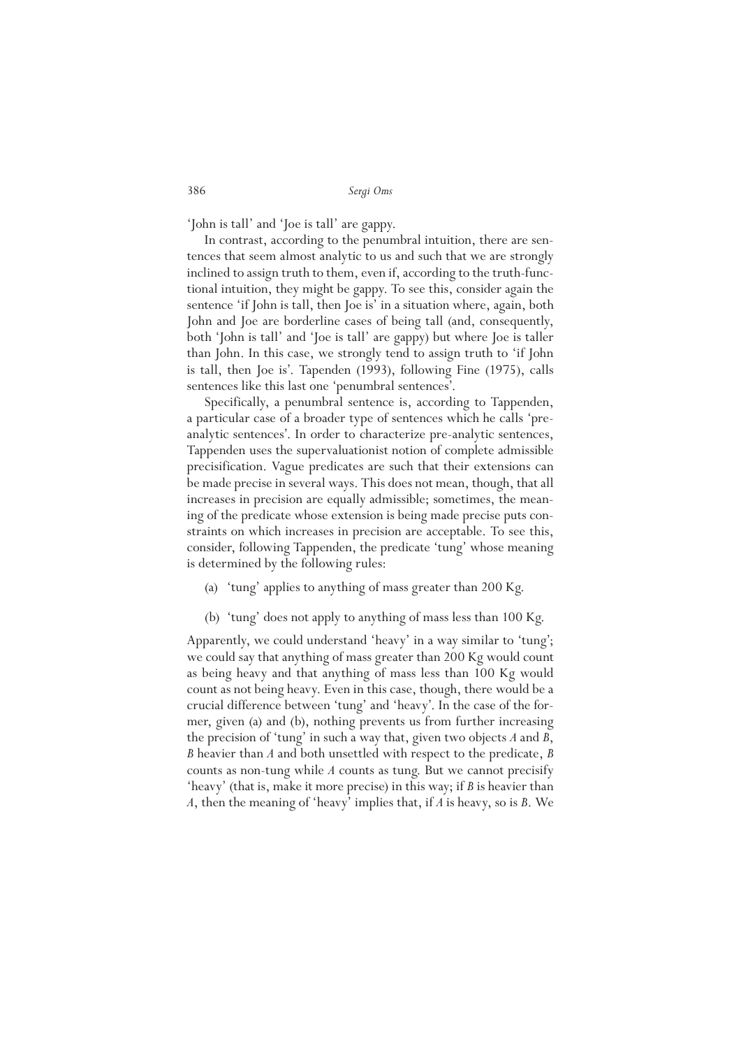'John is tall' and 'Joe is tall' are gappy.

In contrast, according to the penumbral intuition, there are sentences that seem almost analytic to us and such that we are strongly inclined to assign truth to them, even if, according to the truth-functional intuition, they might be gappy. To see this, consider again the sentence 'if John is tall, then Joe is' in a situation where, again, both John and Joe are borderline cases of being tall (and, consequently, both 'John is tall' and 'Joe is tall' are gappy) but where Joe is taller than John. In this case, we strongly tend to assign truth to 'if John is tall, then Joe is'. Tapenden (1993), following Fine (1975), calls sentences like this last one 'penumbral sentences'.

Specifically, a penumbral sentence is, according to Tappenden, a particular case of a broader type of sentences which he calls 'pre-analytic sentences'. In order to characterize pre-analytic sentences, Tappenden uses the supervaluationist notion of complete admissible precisification. Vague predicates are such that their extensions can be made precise in several ways. This does not mean, though, that all increases in precision are equally admissible; sometimes, the meaning of the predicate whose extension is being made precise puts constraints on which increases in precision are acceptable. To see this, consider, following Tappenden, the predicate 'tung' whose meaning is determined by the following rules:

(a) 'tung' applies to anything of mass greater than 200 Kg.

(b) 'tung' does not apply to anything of mass less than 100 Kg.

Apparently, we could understand 'heavy' in a way similar to 'tung'; we could say that anything of mass greater than 200 Kg would count as being heavy and that anything of mass less than 100 Kg would count as not being heavy. Even in this case, though, there would be a crucial difference between 'tung' and 'heavy'. In the case of the former, given (a) and (b), nothing prevents us from further increasing the precision of 'tung' in such a way that, given two objects *A* and *B*, *B* heavier than *A* and both unsettled with respect to the predicate, *B* counts as non-tung while *A* counts as tung. But we cannot precisify 'heavy' (that is, make it more precise) in this way; if *B* is heavier than *A*, then the meaning of 'heavy' implies that, if *A* is heavy, so is *B*. We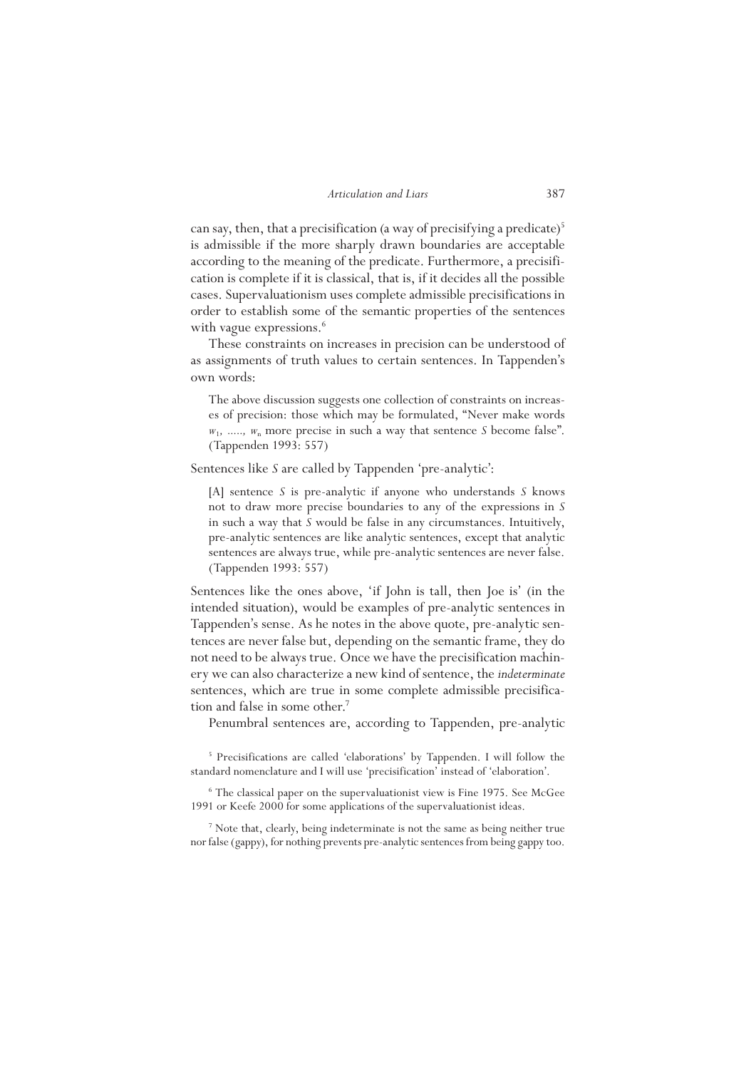can say, then, that a precisification (a way of precisifying a predicate)[5] is admissible if the more sharply drawn boundaries are acceptable according to the meaning of the predicate. Furthermore, a precisification is complete if it is classical, that is, if it decides all the possible cases. Supervaluationism uses complete admissible precisifications in order to establish some of the semantic properties of the sentences with vague expressions.[6]

These constraints on increases in precision can be understood of as assignments of truth values to certain sentences. In Tappenden's own words:

> The above discussion suggests one collection of constraints on increases of precision: those which may be formulated, "Never make words $w_1$, ....., $w_n$ more precise in such a way that sentence *S* become false". (Tappenden 1993: 557)

Sentences like *S* are called by Tappenden 'pre-analytic':

> [A] sentence *S* is pre-analytic if anyone who understands *S* knows not to draw more precise boundaries to any of the expressions in *S* in such a way that *S* would be false in any circumstances. Intuitively, pre-analytic sentences are like analytic sentences, except that analytic sentences are always true, while pre-analytic sentences are never false. (Tappenden 1993: 557)

Sentences like the ones above, 'if John is tall, then Joe is' (in the intended situation), would be examples of pre-analytic sentences in Tappenden's sense. As he notes in the above quote, pre-analytic sentences are never false but, depending on the semantic frame, they do not need to be always true. Once we have the precisification machinery we can also characterize a new kind of sentence, the *indeterminate* sentences, which are true in some complete admissible precisification and false in some other.[7]

Penumbral sentences are, according to Tappenden, pre-analytic

[5] Precisifications are called 'elaborations' by Tappenden. I will follow the standard nomenclature and I will use 'precisification' instead of 'elaboration'.

[6] The classical paper on the supervaluationist view is Fine 1975. See McGee 1991 or Keefe 2000 for some applications of the supervaluationist ideas.

[7] Note that, clearly, being indeterminate is not the same as being neither true nor false (gappy), for nothing prevents pre-analytic sentences from being gappy too.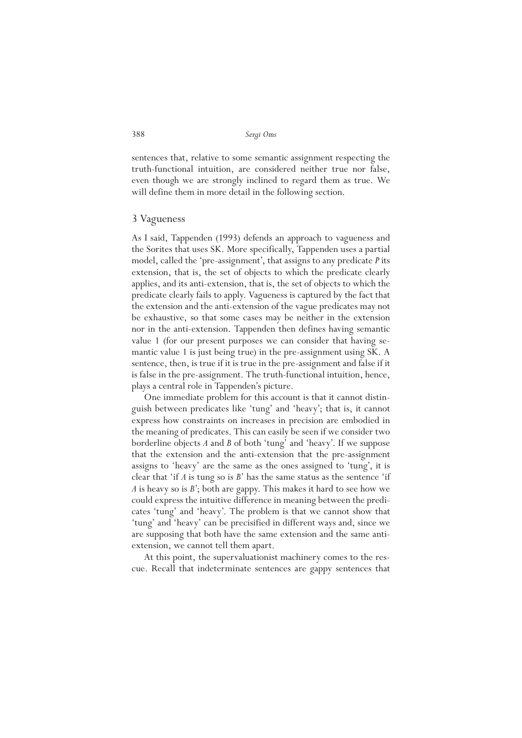sentences that, relative to some semantic assignment respecting the truth-functional intuition, are considered neither true nor false, even though we are strongly inclined to regard them as true. We will define them in more detail in the following section.

## 3 Vagueness

As I said, Tappenden (1993) defends an approach to vagueness and the Sorites that uses SK. More specifically, Tappenden uses a partial model, called the 'pre-assignment', that assigns to any predicate *P* its extension, that is, the set of objects to which the predicate clearly applies, and its anti-extension, that is, the set of objects to which the predicate clearly fails to apply. Vagueness is captured by the fact that the extension and the anti-extension of the vague predicates may not be exhaustive, so that some cases may be neither in the extension nor in the anti-extension. Tappenden then defines having semantic value 1 (for our present purposes we can consider that having semantic value 1 is just being true) in the pre-assignment using SK. A sentence, then, is true if it is true in the pre-assignment and false if it is false in the pre-assignment. The truth-functional intuition, hence, plays a central role in Tappenden's picture.

One immediate problem for this account is that it cannot distinguish between predicates like 'tung' and 'heavy'; that is, it cannot express how constraints on increases in precision are embodied in the meaning of predicates. This can easily be seen if we consider two borderline objects *A* and *B* of both 'tung' and 'heavy'. If we suppose that the extension and the anti-extension that the pre-assignment assigns to 'heavy' are the same as the ones assigned to 'tung', it is clear that 'if *A* is tung so is *B*' has the same status as the sentence 'if *A* is heavy so is *B*'; both are gappy. This makes it hard to see how we could express the intuitive difference in meaning between the predicates 'tung' and 'heavy'. The problem is that we cannot show that 'tung' and 'heavy' can be precisified in different ways and, since we are supposing that both have the same extension and the same anti-extension, we cannot tell them apart.

At this point, the supervaluationist machinery comes to the rescue. Recall that indeterminate sentences are gappy sentences that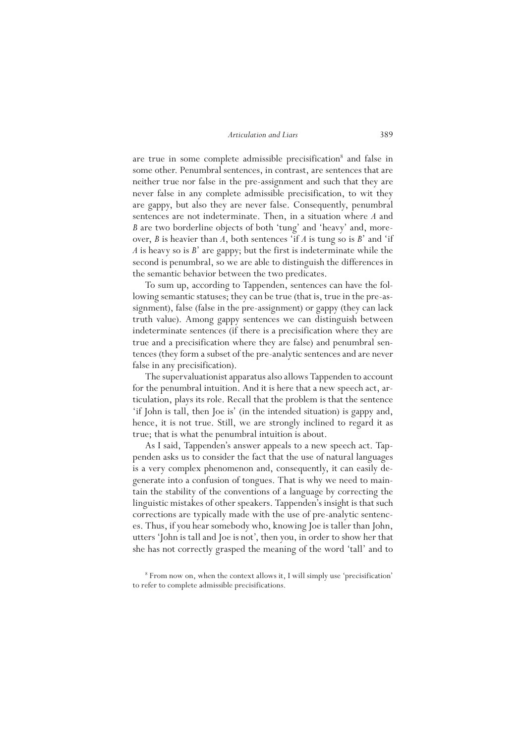are true in some complete admissible precisification[8] and false in some other. Penumbral sentences, in contrast, are sentences that are neither true nor false in the pre-assignment and such that they are never false in any complete admissible precisification, to wit they are gappy, but also they are never false. Consequently, penumbral sentences are not indeterminate. Then, in a situation where *A* and *B* are two borderline objects of both 'tung' and 'heavy' and, moreover, *B* is heavier than *A*, both sentences 'if *A* is tung so is *B*' and 'if *A* is heavy so is *B*' are gappy; but the first is indeterminate while the second is penumbral, so we are able to distinguish the differences in the semantic behavior between the two predicates.

To sum up, according to Tappenden, sentences can have the following semantic statuses; they can be true (that is, true in the pre-assignment), false (false in the pre-assignment) or gappy (they can lack truth value). Among gappy sentences we can distinguish between indeterminate sentences (if there is a precisification where they are true and a precisification where they are false) and penumbral sentences (they form a subset of the pre-analytic sentences and are never false in any precisification).

The supervaluationist apparatus also allows Tappenden to account for the penumbral intuition. And it is here that a new speech act, articulation, plays its role. Recall that the problem is that the sentence 'if John is tall, then Joe is' (in the intended situation) is gappy and, hence, it is not true. Still, we are strongly inclined to regard it as true; that is what the penumbral intuition is about.

As I said, Tappenden's answer appeals to a new speech act. Tappenden asks us to consider the fact that the use of natural languages is a very complex phenomenon and, consequently, it can easily degenerate into a confusion of tongues. That is why we need to maintain the stability of the conventions of a language by correcting the linguistic mistakes of other speakers. Tappenden's insight is that such corrections are typically made with the use of pre-analytic sentences. Thus, if you hear somebody who, knowing Joe is taller than John, utters 'John is tall and Joe is not', then you, in order to show her that she has not correctly grasped the meaning of the word 'tall' and to

[8] From now on, when the context allows it, I will simply use 'precisification' to refer to complete admissible precisifications.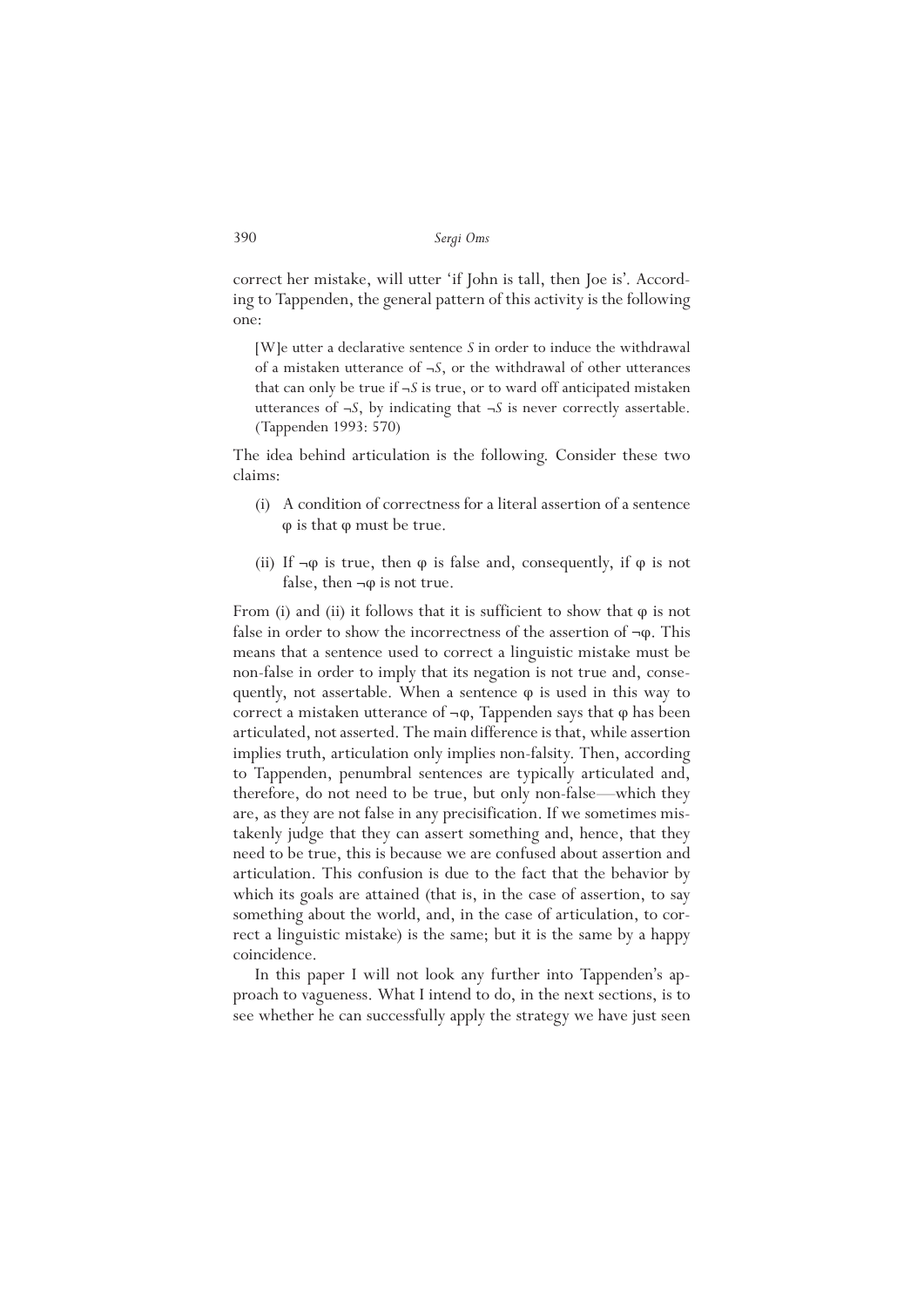correct her mistake, will utter 'if John is tall, then Joe is'. According to Tappenden, the general pattern of this activity is the following one:

> [W]e utter a declarative sentence *S* in order to induce the withdrawal of a mistaken utterance of ¬*S*, or the withdrawal of other utterances that can only be true if ¬*S* is true, or to ward off anticipated mistaken utterances of ¬*S*, by indicating that ¬*S* is never correctly assertable. (Tappenden 1993: 570)

The idea behind articulation is the following. Consider these two claims:

(i) A condition of correctness for a literal assertion of a sentence $\varphi$ is that $\varphi$ must be true.

(ii) If $\neg\varphi$ is true, then $\varphi$ is false and, consequently, if $\varphi$ is not false, then $\neg\varphi$ is not true.

From (i) and (ii) it follows that it is sufficient to show that $\varphi$ is not false in order to show the incorrectness of the assertion of $\neg\varphi$. This means that a sentence used to correct a linguistic mistake must be non-false in order to imply that its negation is not true and, consequently, not assertable. When a sentence $\varphi$ is used in this way to correct a mistaken utterance of $\neg\varphi$, Tappenden says that $\varphi$ has been articulated, not asserted. The main difference is that, while assertion implies truth, articulation only implies non-falsity. Then, according to Tappenden, penumbral sentences are typically articulated and, therefore, do not need to be true, but only non-false—which they are, as they are not false in any precisification. If we sometimes mistakenly judge that they can assert something and, hence, that they need to be true, this is because we are confused about assertion and articulation. This confusion is due to the fact that the behavior by which its goals are attained (that is, in the case of assertion, to say something about the world, and, in the case of articulation, to correct a linguistic mistake) is the same; but it is the same by a happy coincidence.

In this paper I will not look any further into Tappenden's approach to vagueness. What I intend to do, in the next sections, is to see whether he can successfully apply the strategy we have just seen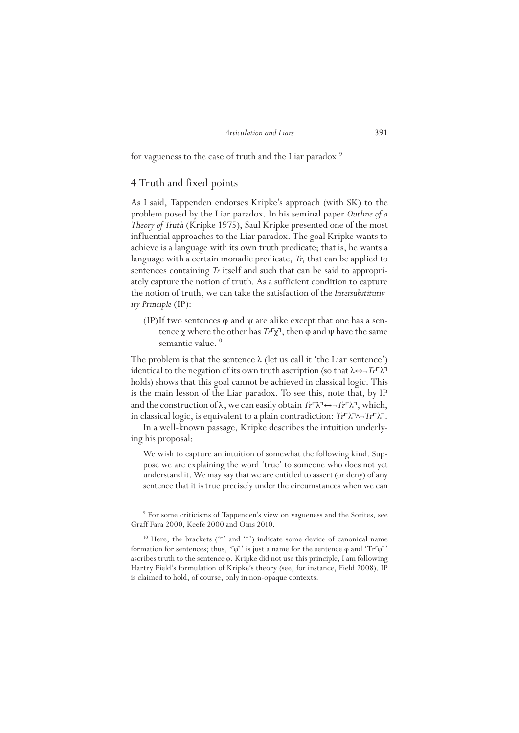for vagueness to the case of truth and the Liar paradox.[9]

## 4 Truth and fixed points

As I said, Tappenden endorses Kripke's approach (with SK) to the problem posed by the Liar paradox. In his seminal paper *Outline of a Theory of Truth* (Kripke 1975), Saul Kripke presented one of the most influential approaches to the Liar paradox. The goal Kripke wants to achieve is a language with its own truth predicate; that is, he wants a language with a certain monadic predicate, *Tr*, that can be applied to sentences containing *Tr* itself and such that can be said to appropriately capture the notion of truth. As a sufficient condition to capture the notion of truth, we can take the satisfaction of the *Intersubstitutivity Principle* (IP):

> (IP) If two sentences $\varphi$ and $\psi$ are alike except that one has a sentence $\chi$ where the other has $Tr\ulcorner\chi\urcorner$, then $\varphi$ and $\psi$ have the same semantic value.[10]

The problem is that the sentence $\lambda$ (let us call it 'the Liar sentence') identical to the negation of its own truth ascription (so that $\lambda\leftrightarrow\neg Tr\ulcorner\lambda\urcorner$ holds) shows that this goal cannot be achieved in classical logic. This is the main lesson of the Liar paradox. To see this, note that, by IP and the construction of $\lambda$, we can easily obtain $Tr\ulcorner\lambda\urcorner\leftrightarrow\neg Tr\ulcorner\lambda\urcorner$, which, in classical logic, is equivalent to a plain contradiction: $Tr\ulcorner\lambda\urcorner\wedge\neg Tr\ulcorner\lambda\urcorner$.

In a well-known passage, Kripke describes the intuition underlying his proposal:

> We wish to capture an intuition of somewhat the following kind. Suppose we are explaining the word 'true' to someone who does not yet understand it. We may say that we are entitled to assert (or deny) of any sentence that it is true precisely under the circumstances when we can

[9] For some criticisms of Tappenden's view on vagueness and the Sorites, see Graff Fara 2000, Keefe 2000 and Oms 2010.

[10] Here, the brackets ('$\ulcorner$' and '$\urcorner$') indicate some device of canonical name formation for sentences; thus, '$\ulcorner\varphi\urcorner$' is just a name for the sentence $\varphi$ and '$Tr\ulcorner\varphi\urcorner$' ascribes truth to the sentence $\varphi$. Kripke did not use this principle, I am following Hartry Field's formulation of Kripke's theory (see, for instance, Field 2008). IP is claimed to hold, of course, only in non-opaque contexts.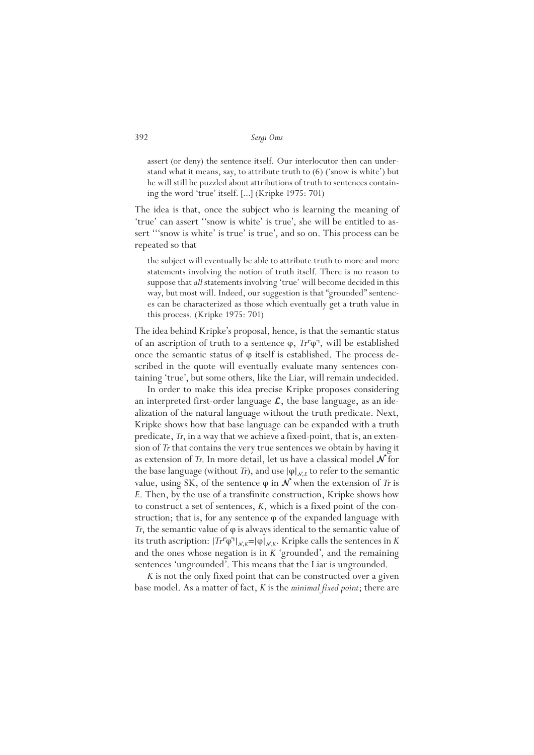> assert (or deny) the sentence itself. Our interlocutor then can understand what it means, say, to attribute truth to (6) ('snow is white') but he will still be puzzled about attributions of truth to sentences containing the word 'true' itself. [...] (Kripke 1975: 701)

The idea is that, once the subject who is learning the meaning of 'true' can assert ''snow is white' is true', she will be entitled to assert '''snow is white' is true' is true', and so on. This process can be repeated so that

> the subject will eventually be able to attribute truth to more and more statements involving the notion of truth itself. There is no reason to suppose that *all* statements involving 'true' will become decided in this way, but most will. Indeed, our suggestion is that "grounded" sentences can be characterized as those which eventually get a truth value in this process. (Kripke 1975: 701)

The idea behind Kripke's proposal, hence, is that the semantic status of an ascription of truth to a sentence φ, $Tr\ulcorner\varphi\urcorner$, will be established once the semantic status of φ itself is established. The process described in the quote will eventually evaluate many sentences containing 'true', but some others, like the Liar, will remain undecided.

In order to make this idea precise Kripke proposes considering an interpreted first-order language $\mathcal{L}$, the base language, as an idealization of the natural language without the truth predicate. Next, Kripke shows how that base language can be expanded with a truth predicate, *Tr*, in a way that we achieve a fixed-point, that is, an extension of *Tr* that contains the very true sentences we obtain by having it as extension of *Tr*. In more detail, let us have a classical model $\mathcal{N}$ for the base language (without *Tr*), and use $|\varphi|_{\mathcal{N},E}$ to refer to the semantic value, using SK, of the sentence φ in $\mathcal{N}$ when the extension of *Tr* is *E*. Then, by the use of a transfinite construction, Kripke shows how to construct a set of sentences, *K*, which is a fixed point of the construction; that is, for any sentence φ of the expanded language with *Tr*, the semantic value of φ is always identical to the semantic value of its truth ascription: $|Tr\ulcorner\varphi\urcorner|_{\mathcal{N},K}=|\varphi|_{\mathcal{N},K}$. Kripke calls the sentences in *K* and the ones whose negation is in *K* 'grounded', and the remaining sentences 'ungrounded'. This means that the Liar is ungrounded.

*K* is not the only fixed point that can be constructed over a given base model. As a matter of fact, *K* is the *minimal fixed point*; there are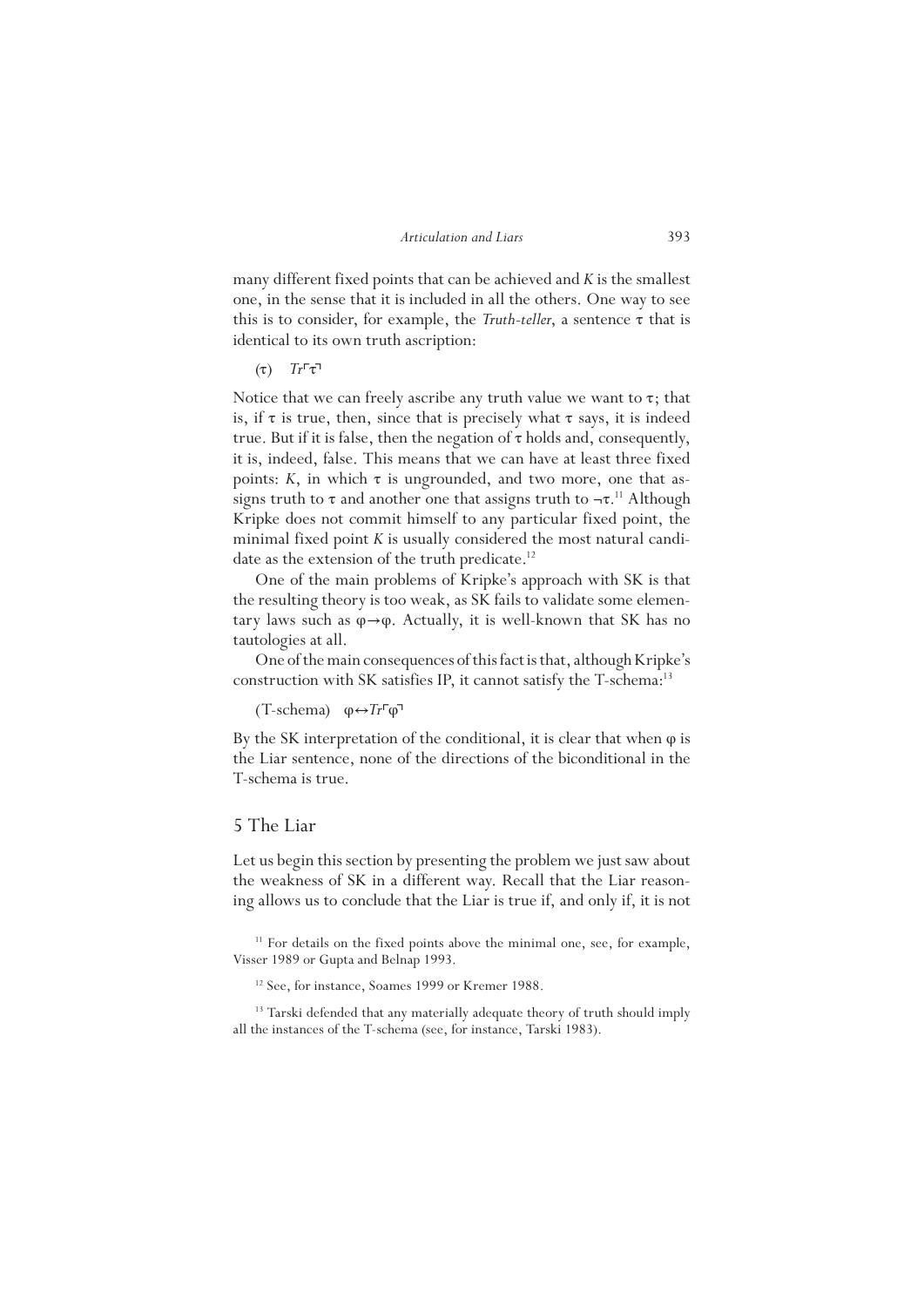many different fixed points that can be achieved and *K* is the smallest one, in the sense that it is included in all the others. One way to see this is to consider, for example, the *Truth-teller*, a sentence $\tau$ that is identical to its own truth ascription:

($\tau$) $Tr\ulcorner\tau\urcorner$

Notice that we can freely ascribe any truth value we want to $\tau$; that is, if $\tau$ is true, then, since that is precisely what $\tau$ says, it is indeed true. But if it is false, then the negation of $\tau$ holds and, consequently, it is, indeed, false. This means that we can have at least three fixed points: *K*, in which $\tau$ is ungrounded, and two more, one that assigns truth to $\tau$ and another one that assigns truth to $\neg\tau$.[11] Although Kripke does not commit himself to any particular fixed point, the minimal fixed point *K* is usually considered the most natural candidate as the extension of the truth predicate.[12]

One of the main problems of Kripke's approach with SK is that the resulting theory is too weak, as SK fails to validate some elementary laws such as $\varphi\rightarrow\varphi$. Actually, it is well-known that SK has no tautologies at all.

One of the main consequences of this fact is that, although Kripke's construction with SK satisfies IP, it cannot satisfy the T-schema:[13]

(T-schema) $\varphi\leftrightarrow Tr\ulcorner\varphi\urcorner$

By the SK interpretation of the conditional, it is clear that when $\varphi$ is the Liar sentence, none of the directions of the biconditional in the T-schema is true.

## 5 The Liar

Let us begin this section by presenting the problem we just saw about the weakness of SK in a different way. Recall that the Liar reasoning allows us to conclude that the Liar is true if, and only if, it is not

[11] For details on the fixed points above the minimal one, see, for example, Visser 1989 or Gupta and Belnap 1993.

[12] See, for instance, Soames 1999 or Kremer 1988.

[13] Tarski defended that any materially adequate theory of truth should imply all the instances of the T-schema (see, for instance, Tarski 1983).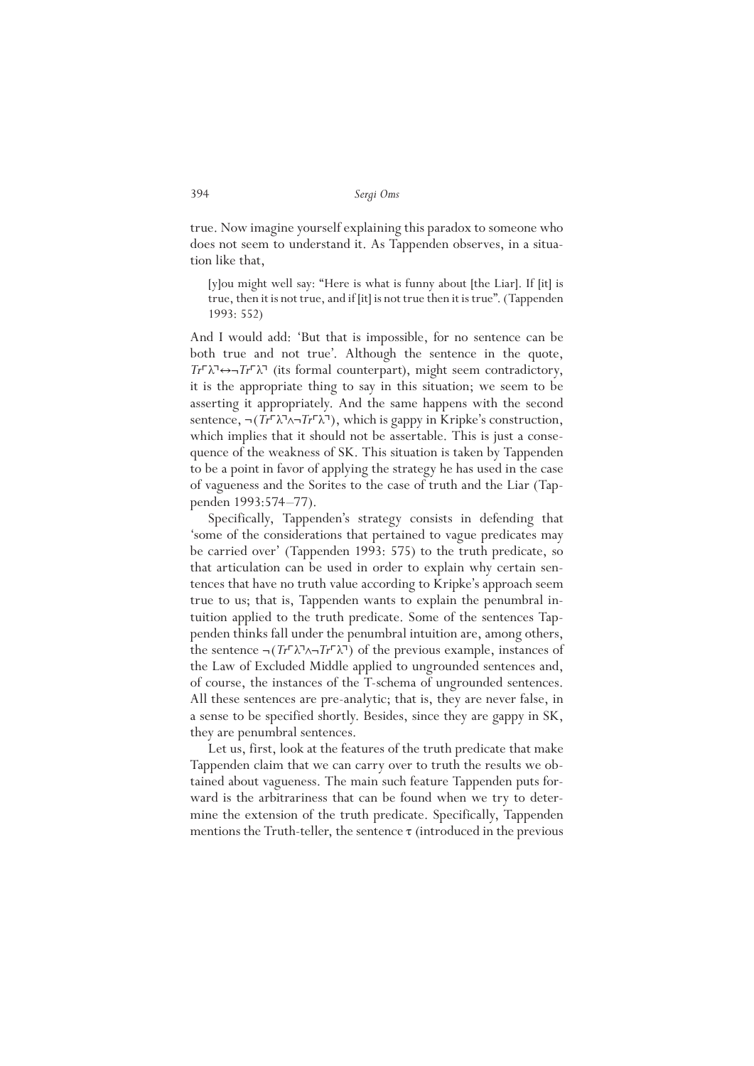true. Now imagine yourself explaining this paradox to someone who does not seem to understand it. As Tappenden observes, in a situation like that,

> [y]ou might well say: "Here is what is funny about [the Liar]. If [it] is true, then it is not true, and if [it] is not true then it is true". (Tappenden 1993: 552)

And I would add: 'But that is impossible, for no sentence can be both true and not true'. Although the sentence in the quote, $Tr\ulcorner\lambda\urcorner\leftrightarrow\neg Tr\ulcorner\lambda\urcorner$ (its formal counterpart), might seem contradictory, it is the appropriate thing to say in this situation; we seem to be asserting it appropriately. And the same happens with the second sentence, $\neg(Tr\ulcorner\lambda\urcorner\wedge\neg Tr\ulcorner\lambda\urcorner)$, which is gappy in Kripke's construction, which implies that it should not be assertable. This is just a consequence of the weakness of SK. This situation is taken by Tappenden to be a point in favor of applying the strategy he has used in the case of vagueness and the Sorites to the case of truth and the Liar (Tappenden 1993:574–77).

Specifically, Tappenden's strategy consists in defending that 'some of the considerations that pertained to vague predicates may be carried over' (Tappenden 1993: 575) to the truth predicate, so that articulation can be used in order to explain why certain sentences that have no truth value according to Kripke's approach seem true to us; that is, Tappenden wants to explain the penumbral intuition applied to the truth predicate. Some of the sentences Tappenden thinks fall under the penumbral intuition are, among others, the sentence $\neg(Tr\ulcorner\lambda\urcorner\wedge\neg Tr\ulcorner\lambda\urcorner)$ of the previous example, instances of the Law of Excluded Middle applied to ungrounded sentences and, of course, the instances of the T-schema of ungrounded sentences. All these sentences are pre-analytic; that is, they are never false, in a sense to be specified shortly. Besides, since they are gappy in SK, they are penumbral sentences.

Let us, first, look at the features of the truth predicate that make Tappenden claim that we can carry over to truth the results we obtained about vagueness. The main such feature Tappenden puts forward is the arbitrariness that can be found when we try to determine the extension of the truth predicate. Specifically, Tappenden mentions the Truth-teller, the sentence $\tau$ (introduced in the previous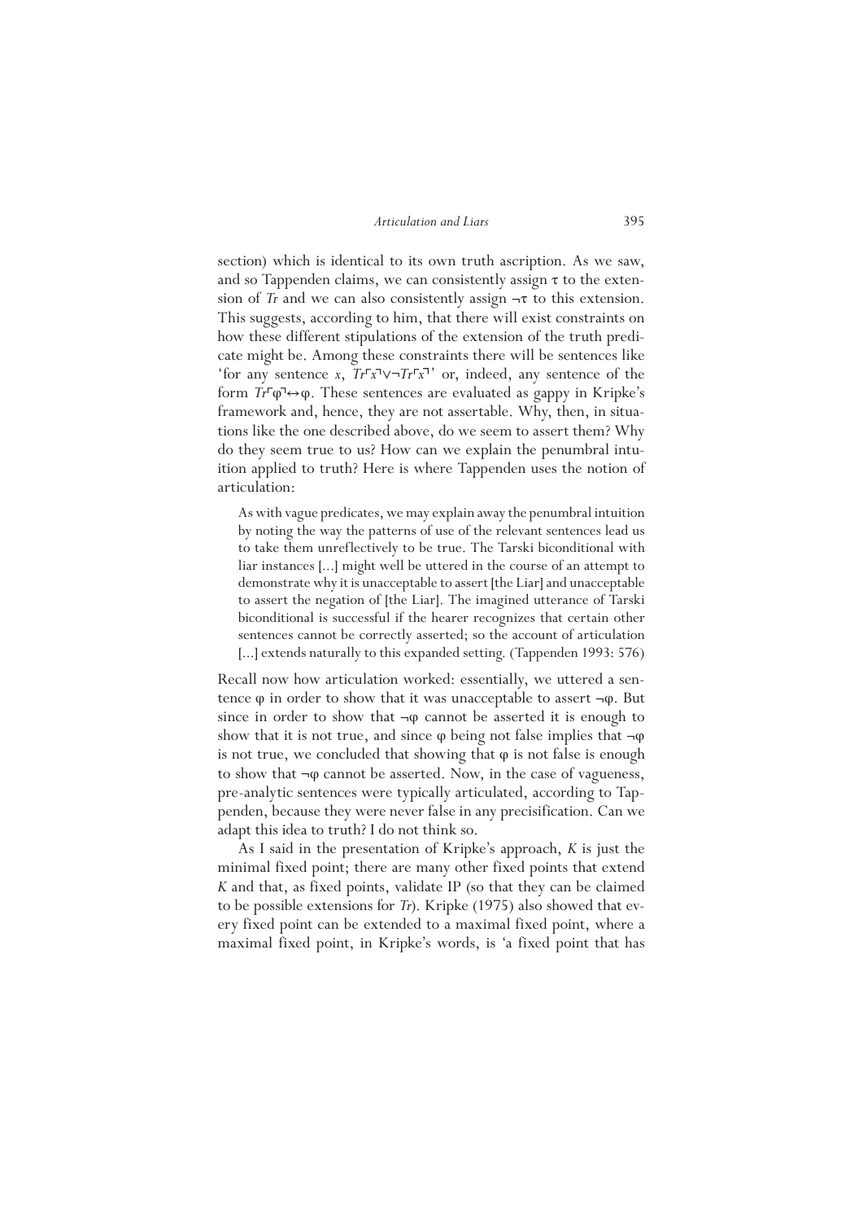section) which is identical to its own truth ascription. As we saw, and so Tappenden claims, we can consistently assign $\tau$ to the extension of *Tr* and we can also consistently assign $\neg\tau$ to this extension. This suggests, according to him, that there will exist constraints on how these different stipulations of the extension of the truth predicate might be. Among these constraints there will be sentences like 'for any sentence $x$, $Tr\ulcorner x\urcorner \vee \neg Tr\ulcorner x\urcorner$' or, indeed, any sentence of the form $Tr\ulcorner\varphi\urcorner \leftrightarrow \varphi$. These sentences are evaluated as gappy in Kripke's framework and, hence, they are not assertable. Why, then, in situations like the one described above, do we seem to assert them? Why do they seem true to us? How can we explain the penumbral intuition applied to truth? Here is where Tappenden uses the notion of articulation:

> As with vague predicates, we may explain away the penumbral intuition by noting the way the patterns of use of the relevant sentences lead us to take them unreflectively to be true. The Tarski biconditional with liar instances [...] might well be uttered in the course of an attempt to demonstrate why it is unacceptable to assert [the Liar] and unacceptable to assert the negation of [the Liar]. The imagined utterance of Tarski biconditional is successful if the hearer recognizes that certain other sentences cannot be correctly asserted; so the account of articulation [...] extends naturally to this expanded setting. (Tappenden 1993: 576)

Recall now how articulation worked: essentially, we uttered a sentence $\varphi$ in order to show that it was unacceptable to assert $\neg\varphi$. But since in order to show that $\neg\varphi$ cannot be asserted it is enough to show that it is not true, and since $\varphi$ being not false implies that $\neg\varphi$ is not true, we concluded that showing that $\varphi$ is not false is enough to show that $\neg\varphi$ cannot be asserted. Now, in the case of vagueness, pre-analytic sentences were typically articulated, according to Tappenden, because they were never false in any precisification. Can we adapt this idea to truth? I do not think so.

As I said in the presentation of Kripke's approach, *K* is just the minimal fixed point; there are many other fixed points that extend *K* and that, as fixed points, validate IP (so that they can be claimed to be possible extensions for *Tr*). Kripke (1975) also showed that every fixed point can be extended to a maximal fixed point, where a maximal fixed point, in Kripke's words, is 'a fixed point that has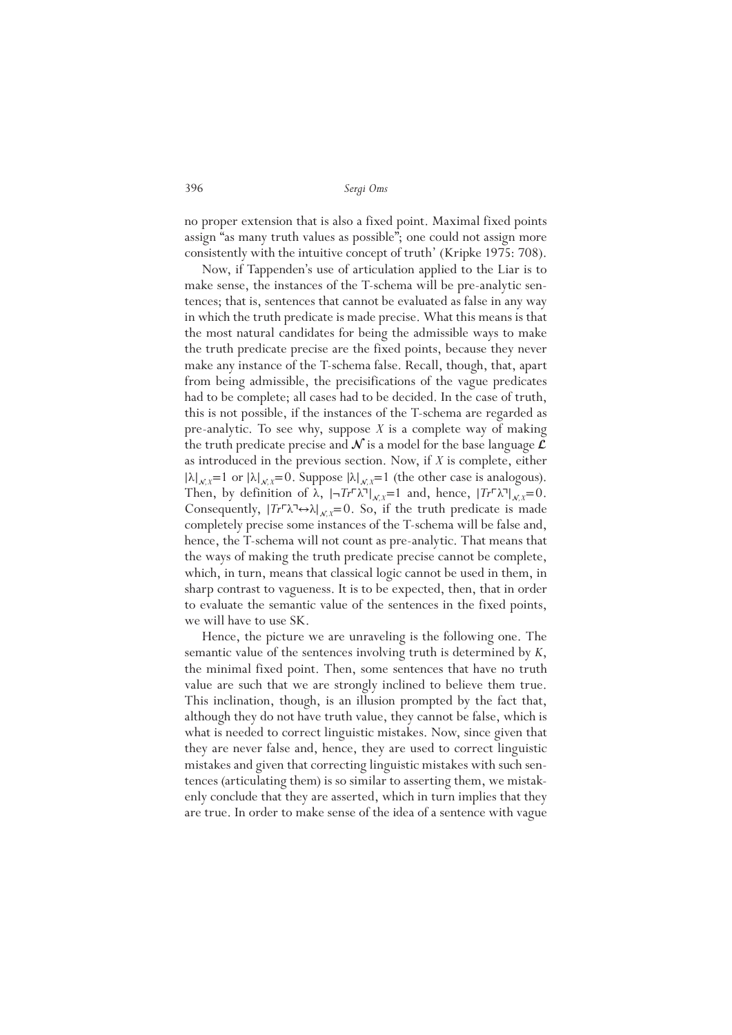no proper extension that is also a fixed point. Maximal fixed points assign "as many truth values as possible"; one could not assign more consistently with the intuitive concept of truth' (Kripke 1975: 708).

Now, if Tappenden's use of articulation applied to the Liar is to make sense, the instances of the T-schema will be pre-analytic sentences; that is, sentences that cannot be evaluated as false in any way in which the truth predicate is made precise. What this means is that the most natural candidates for being the admissible ways to make the truth predicate precise are the fixed points, because they never make any instance of the T-schema false. Recall, though, that, apart from being admissible, the precisifications of the vague predicates had to be complete; all cases had to be decided. In the case of truth, this is not possible, if the instances of the T-schema are regarded as pre-analytic. To see why, suppose $X$ is a complete way of making the truth predicate precise and $\mathcal{N}$ is a model for the base language $\mathcal{L}$ as introduced in the previous section. Now, if $X$ is complete, either $|\lambda|_{\mathcal{N},X}=1$ or $|\lambda|_{\mathcal{N},X}=0$. Suppose $|\lambda|_{\mathcal{N},X}=1$ (the other case is analogous). Then, by definition of $\lambda$, $|\neg Tr\ulcorner\lambda\urcorner|_{\mathcal{N},X}=1$ and, hence, $|Tr\ulcorner\lambda\urcorner|_{\mathcal{N},X}=0$. Consequently, $|Tr\ulcorner\lambda\urcorner\leftrightarrow\lambda|_{\mathcal{N},X}=0$. So, if the truth predicate is made completely precise some instances of the T-schema will be false and, hence, the T-schema will not count as pre-analytic. That means that the ways of making the truth predicate precise cannot be complete, which, in turn, means that classical logic cannot be used in them, in sharp contrast to vagueness. It is to be expected, then, that in order to evaluate the semantic value of the sentences in the fixed points, we will have to use SK.

Hence, the picture we are unraveling is the following one. The semantic value of the sentences involving truth is determined by $K$, the minimal fixed point. Then, some sentences that have no truth value are such that we are strongly inclined to believe them true. This inclination, though, is an illusion prompted by the fact that, although they do not have truth value, they cannot be false, which is what is needed to correct linguistic mistakes. Now, since given that they are never false and, hence, they are used to correct linguistic mistakes and given that correcting linguistic mistakes with such sentences (articulating them) is so similar to asserting them, we mistakenly conclude that they are asserted, which in turn implies that they are true. In order to make sense of the idea of a sentence with vague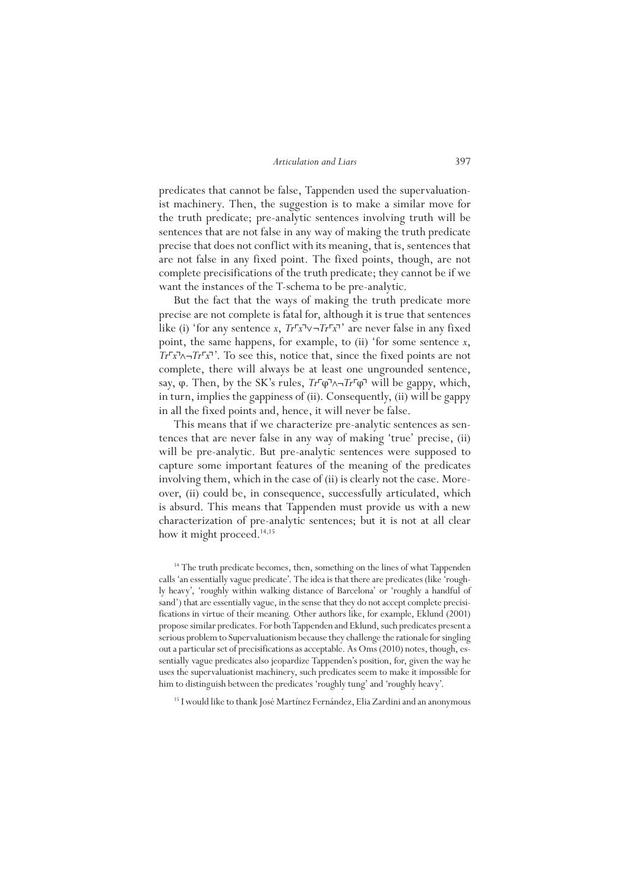predicates that cannot be false, Tappenden used the supervaluationist machinery. Then, the suggestion is to make a similar move for the truth predicate; pre-analytic sentences involving truth will be sentences that are not false in any way of making the truth predicate precise that does not conflict with its meaning, that is, sentences that are not false in any fixed point. The fixed points, though, are not complete precisifications of the truth predicate; they cannot be if we want the instances of the T-schema to be pre-analytic.

But the fact that the ways of making the truth predicate more precise are not complete is fatal for, although it is true that sentences like (i) 'for any sentence $x$, $Tr\ulcorner x\urcorner \vee \neg Tr\ulcorner x\urcorner$' are never false in any fixed point, the same happens, for example, to (ii) 'for some sentence $x$, $Tr\ulcorner x\urcorner \wedge \neg Tr\ulcorner x\urcorner$'. To see this, notice that, since the fixed points are not complete, there will always be at least one ungrounded sentence, say, $\varphi$. Then, by the SK's rules, $Tr\ulcorner \varphi\urcorner \wedge \neg Tr\ulcorner \varphi\urcorner$ will be gappy, which, in turn, implies the gappiness of (ii). Consequently, (ii) will be gappy in all the fixed points and, hence, it will never be false.

This means that if we characterize pre-analytic sentences as sentences that are never false in any way of making 'true' precise, (ii) will be pre-analytic. But pre-analytic sentences were supposed to capture some important features of the meaning of the predicates involving them, which in the case of (ii) is clearly not the case. Moreover, (ii) could be, in consequence, successfully articulated, which is absurd. This means that Tappenden must provide us with a new characterization of pre-analytic sentences; but it is not at all clear how it might proceed.[14,15]

[14] The truth predicate becomes, then, something on the lines of what Tappenden calls 'an essentially vague predicate'. The idea is that there are predicates (like 'roughly heavy', 'roughly within walking distance of Barcelona' or 'roughly a handful of sand') that are essentially vague, in the sense that they do not accept complete precisifications in virtue of their meaning. Other authors like, for example, Eklund (2001) propose similar predicates. For both Tappenden and Eklund, such predicates present a serious problem to Supervaluationism because they challenge the rationale for singling out a particular set of precisifications as acceptable. As Oms (2010) notes, though, essentially vague predicates also jeopardize Tappenden's position, for, given the way he uses the supervaluationist machinery, such predicates seem to make it impossible for him to distinguish between the predicates 'roughly tung' and 'roughly heavy'.

[15] I would like to thank José Martínez Fernández, Elia Zardini and an anonymous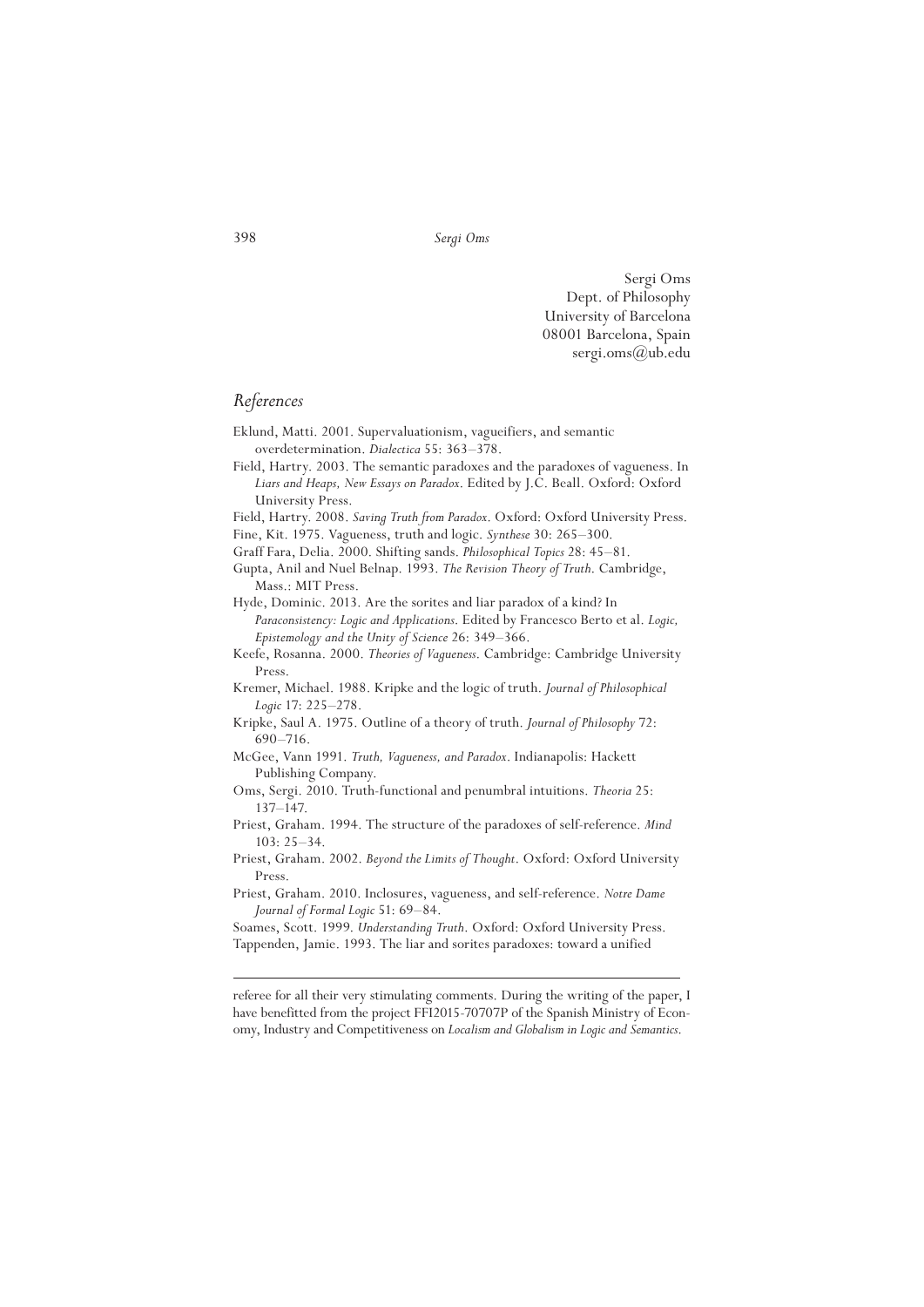Sergi Oms  
Dept. of Philosophy  
University of Barcelona  
08001 Barcelona, Spain  
sergi.oms@ub.edu

## *References*

Eklund, Matti. 2001. Supervaluationism, vagueifiers, and semantic overdetermination. *Dialectica* 55: 363–378.

Field, Hartry. 2003. The semantic paradoxes and the paradoxes of vagueness. In *Liars and Heaps, New Essays on Paradox*. Edited by J.C. Beall. Oxford: Oxford University Press.

Field, Hartry. 2008. *Saving Truth from Paradox*. Oxford: Oxford University Press.

Fine, Kit. 1975. Vagueness, truth and logic. *Synthese* 30: 265–300.

Graff Fara, Delia. 2000. Shifting sands. *Philosophical Topics* 28: 45–81.

Gupta, Anil and Nuel Belnap. 1993. *The Revision Theory of Truth*. Cambridge, Mass.: MIT Press.

Hyde, Dominic. 2013. Are the sorites and liar paradox of a kind? In *Paraconsistency: Logic and Applications*. Edited by Francesco Berto et al. *Logic, Epistemology and the Unity of Science* 26: 349–366.

Keefe, Rosanna. 2000. *Theories of Vagueness*. Cambridge: Cambridge University Press.

Kremer, Michael. 1988. Kripke and the logic of truth. *Journal of Philosophical Logic* 17: 225–278.

Kripke, Saul A. 1975. Outline of a theory of truth. *Journal of Philosophy* 72: 690–716.

McGee, Vann 1991. *Truth, Vagueness, and Paradox*. Indianapolis: Hackett Publishing Company.

Oms, Sergi. 2010. Truth-functional and penumbral intuitions. *Theoria* 25: 137–147.

Priest, Graham. 1994. The structure of the paradoxes of self-reference. *Mind* 103: 25–34.

Priest, Graham. 2002. *Beyond the Limits of Thought*. Oxford: Oxford University Press.

Priest, Graham. 2010. Inclosures, vagueness, and self-reference. *Notre Dame Journal of Formal Logic* 51: 69–84.

Soames, Scott. 1999. *Understanding Truth*. Oxford: Oxford University Press.

Tappenden, Jamie. 1993. The liar and sorites paradoxes: toward a unified

---

referee for all their very stimulating comments. During the writing of the paper, I have benefitted from the project FFI2015-70707P of the Spanish Ministry of Economy, Industry and Competitiveness on *Localism and Globalism in Logic and Semantics*.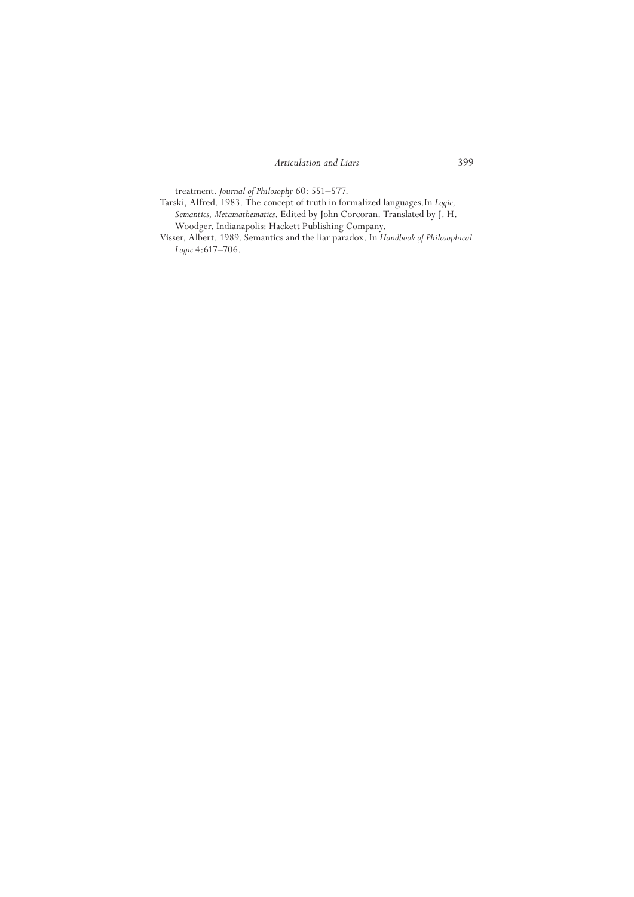treatment. *Journal of Philosophy* 60: 551–577.

Tarski, Alfred. 1983. The concept of truth in formalized languages.In *Logic, Semantics, Metamathematics*. Edited by John Corcoran. Translated by J. H. Woodger. Indianapolis: Hackett Publishing Company.

Visser, Albert. 1989. Semantics and the liar paradox. In *Handbook of Philosophical Logic* 4:617–706.